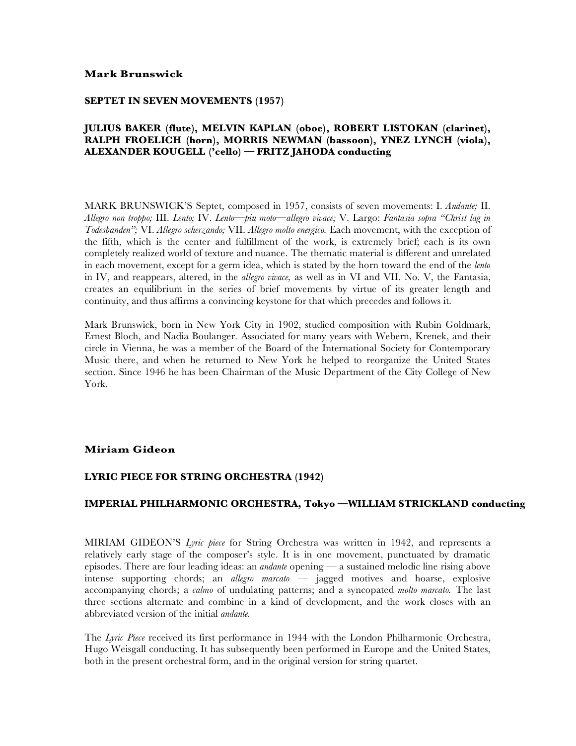## Mark Brunswick

### SEPTET IN SEVEN MOVEMENTS (1957)

**JULIUS BAKER (flute), MELVIN KAPLAN (oboe), ROBERT LISTOKAN (clarinet), RALPH FROELICH (horn), MORRIS NEWMAN (bassoon), YNEZ LYNCH (viola), ALEXANDER KOUGELL ('cello) — FRITZ JAHODA conducting**

MARK BRUNSWICK'S Septet, composed in 1957, consists of seven movements: I. *Andante;* II. *Allegro non troppo;* III. *Lento;* IV. *Lento—piu moto—allegro vivace;* V. Largo: *Fantasia sopra "Christ lag in Todesbanden";* VI. *Allegro scherzando;* VII. *Allegro molto energico.* Each movement, with the exception of the fifth, which is the center and fulfillment of the work, is extremely brief; each is its own completely realized world of texture and nuance. The thematic material is different and unrelated in each movement, except for a germ idea, which is stated by the horn toward the end of the *lento* in IV, and reappears, altered, in the *allegro vivace,* as well as in VI and VII. No. V, the Fantasia, creates an equilibrium in the series of brief movements by virtue of its greater length and continuity, and thus affirms a convincing keystone for that which precedes and follows it.

Mark Brunswick, born in New York City in 1902, studied composition with Rubin Goldmark, Ernest Bloch, and Nadia Boulanger. Associated for many years with Webern, Krenek, and their circle in Vienna, he was a member of the Board of the International Society for Contemporary Music there, and when he returned to New York he helped to reorganize the United States section. Since 1946 he has been Chairman of the Music Department of the City College of New York.

## Miriam Gideon

### LYRIC PIECE FOR STRING ORCHESTRA (1942)

### IMPERIAL PHILHARMONIC ORCHESTRA, Tokyo —WILLIAM STRICKLAND conducting

MIRIAM GIDEON'S *Lyric piece* for String Orchestra was written in 1942, and represents a relatively early stage of the composer's style. It is in one movement, punctuated by dramatic episodes. There are four leading ideas: an *andante* opening — a sustained melodic line rising above intense supporting chords; an *allegro marcato* — jagged motives and hoarse, explosive accompanying chords; a *calmo* of undulating patterns; and a syncopated *molto marcato.* The last three sections alternate and combine in a kind of development, and the work closes with an abbreviated version of the initial *andante.*

The *Lyric Piece* received its first performance in 1944 with the London Philharmonic Orchestra, Hugo Weisgall conducting. It has subsequently been performed in Europe and the United States, both in the present orchestral form, and in the original version for string quartet.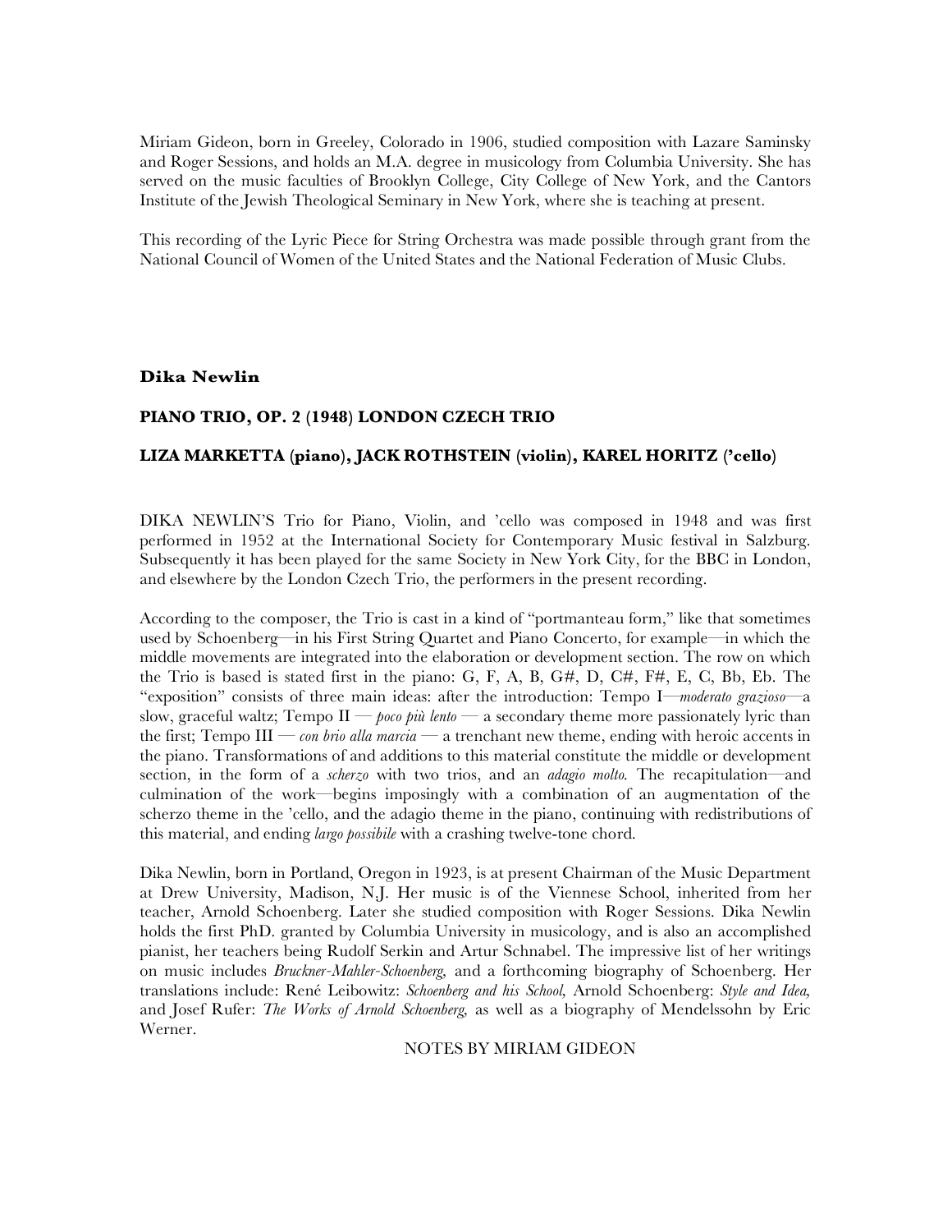Miriam Gideon, born in Greeley, Colorado in 1906, studied composition with Lazare Saminsky and Roger Sessions, and holds an M.A. degree in musicology from Columbia University. She has served on the music faculties of Brooklyn College, City College of New York, and the Cantors Institute of the Jewish Theological Seminary in New York, where she is teaching at present.

This recording of the Lyric Piece for String Orchestra was made possible through grant from the National Council of Women of the United States and the National Federation of Music Clubs.

**Dika Newlin**

**PIANO TRIO, OP. 2 (1948) LONDON CZECH TRIO**

**LIZA MARKETTA (piano), JACK ROTHSTEIN (violin), KAREL HORITZ ('cello)**

DIKA NEWLIN'S Trio for Piano, Violin, and 'cello was composed in 1948 and was first performed in 1952 at the International Society for Contemporary Music festival in Salzburg. Subsequently it has been played for the same Society in New York City, for the BBC in London, and elsewhere by the London Czech Trio, the performers in the present recording.

According to the composer, the Trio is cast in a kind of "portmanteau form," like that sometimes used by Schoenberg—in his First String Quartet and Piano Concerto, for example—in which the middle movements are integrated into the elaboration or development section. The row on which the Trio is based is stated first in the piano: G, F, A, B, G#, D, C#, F#, E, C, Bb, Eb. The "exposition" consists of three main ideas: after the introduction: Tempo I—*moderato grazioso*—a slow, graceful waltz; Tempo II — *poco più lento* — a secondary theme more passionately lyric than the first; Tempo III — *con brio alla marcia* — a trenchant new theme, ending with heroic accents in the piano. Transformations of and additions to this material constitute the middle or development section, in the form of a *scherzo* with two trios, and an *adagio molto.* The recapitulation—and culmination of the work—begins imposingly with a combination of an augmentation of the scherzo theme in the 'cello, and the adagio theme in the piano, continuing with redistributions of this material, and ending *largo possibile* with a crashing twelve-tone chord.

Dika Newlin, born in Portland, Oregon in 1923, is at present Chairman of the Music Department at Drew University, Madison, N.J. Her music is of the Viennese School, inherited from her teacher, Arnold Schoenberg. Later she studied composition with Roger Sessions. Dika Newlin holds the first PhD. granted by Columbia University in musicology, and is also an accomplished pianist, her teachers being Rudolf Serkin and Artur Schnabel. The impressive list of her writings on music includes *Bruckner-Mahler-Schoenberg,* and a forthcoming biography of Schoenberg. Her translations include: René Leibowitz: *Schoenberg and his School,* Arnold Schoenberg: *Style and Idea,* and Josef Rufer: *The Works of Arnold Schoenberg,* as well as a biography of Mendelssohn by Eric Werner.

NOTES BY MIRIAM GIDEON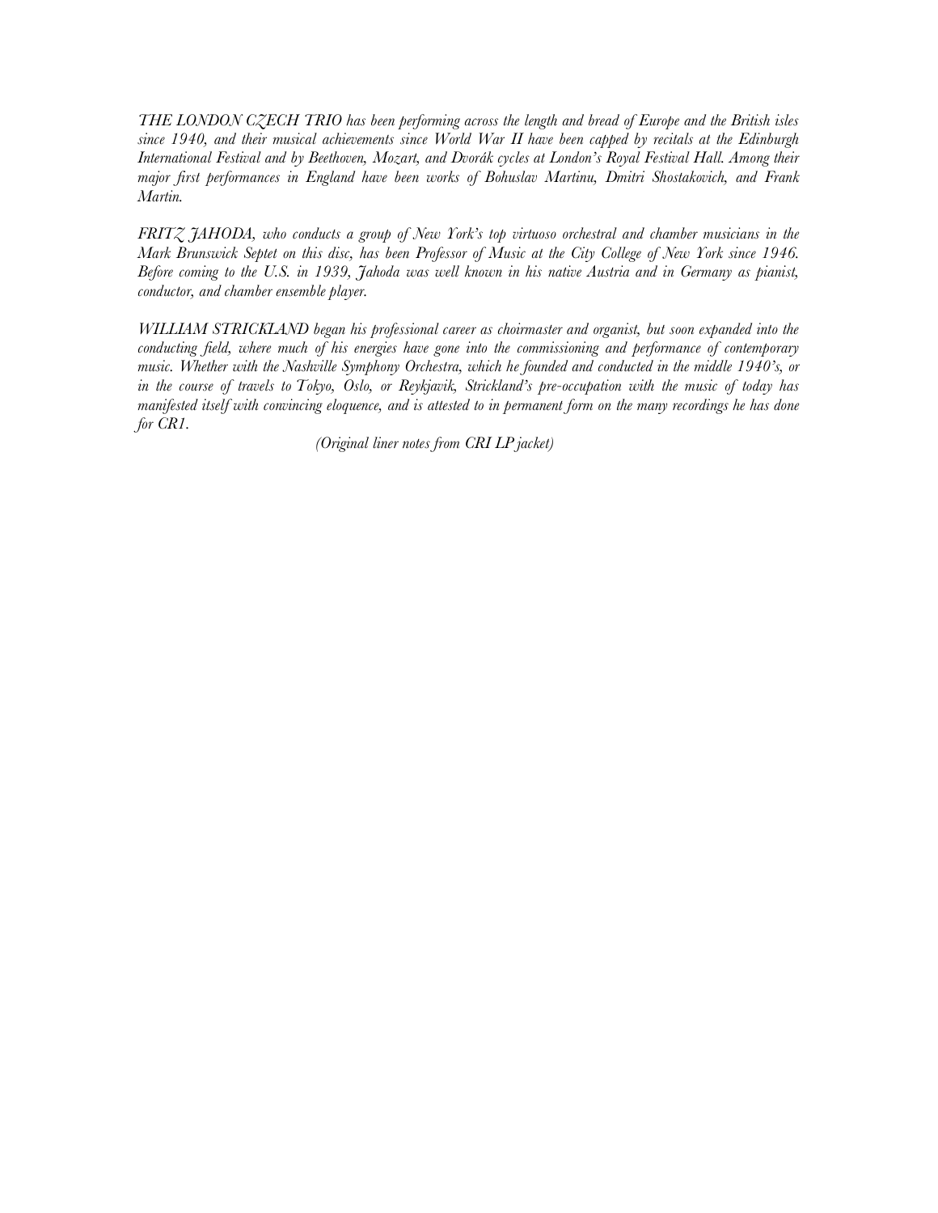*THE LONDON CZECH TRIO has been performing across the length and bread of Europe and the British isles since 1940, and their musical achievements since World War II have been capped by recitals at the Edinburgh International Festival and by Beethoven, Mozart, and Dvorák cycles at London's Royal Festival Hall. Among their major first performances in England have been works of Bohuslav Martinu, Dmitri Shostakovich, and Frank Martin.*

*FRITZ JAHODA, who conducts a group of New York's top virtuoso orchestral and chamber musicians in the Mark Brunswick Septet on this disc, has been Professor of Music at the City College of New York since 1946. Before coming to the U.S. in 1939, Jahoda was well known in his native Austria and in Germany as pianist, conductor, and chamber ensemble player.*

*WILLIAM STRICKLAND began his professional career as choirmaster and organist, but soon expanded into the conducting field, where much of his energies have gone into the commissioning and performance of contemporary music. Whether with the Nashville Symphony Orchestra, which he founded and conducted in the middle 1940's, or in the course of travels to Tokyo, Oslo, or Reykjavik, Strickland's pre-occupation with the music of today has manifested itself with convincing eloquence, and is attested to in permanent form on the many recordings he has done for CR1.*

*(Original liner notes from CRI LP jacket)*